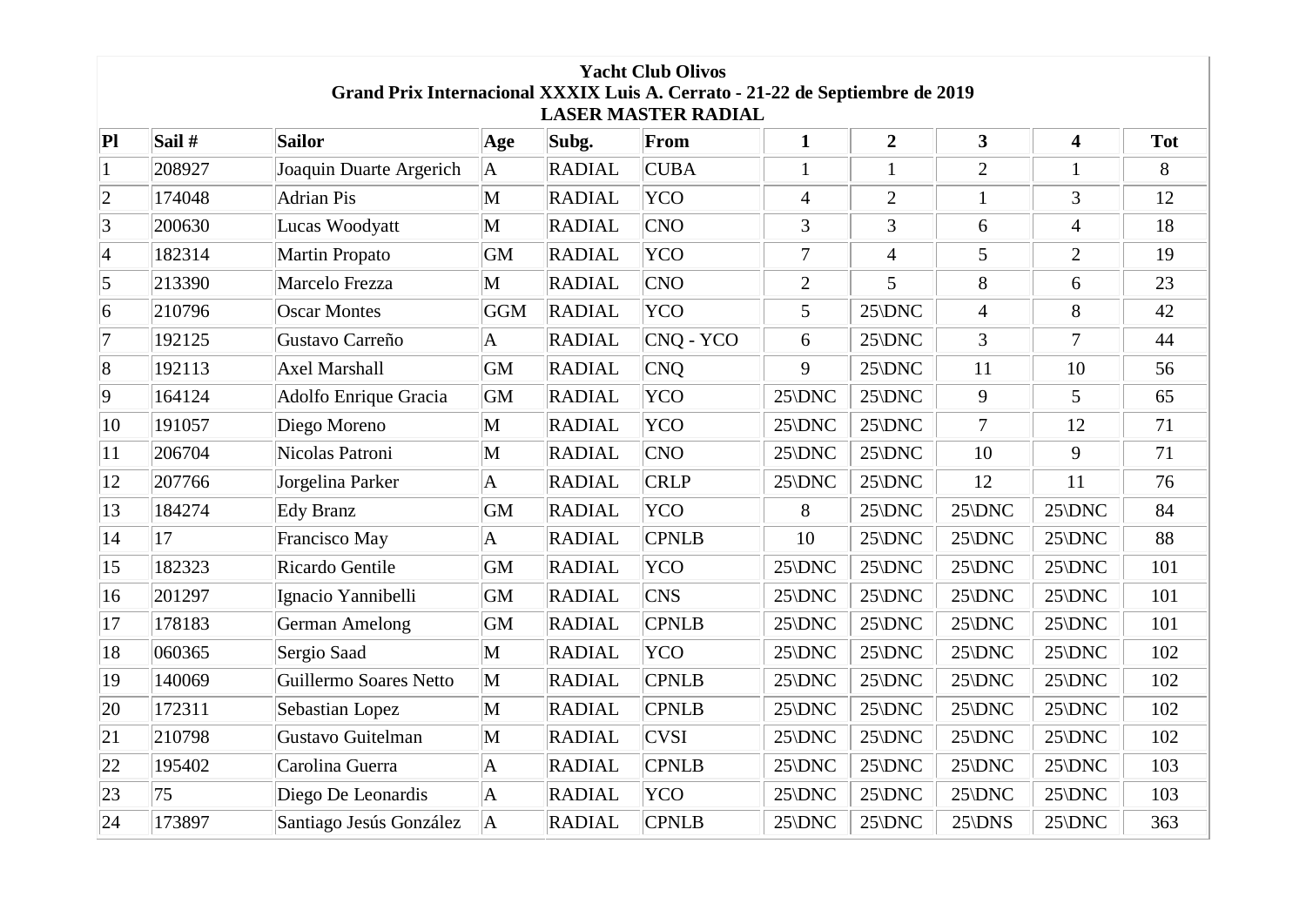**Yacht Club Olivos**
**Grand Prix Internacional XXXIX Luis A. Cerrato - 21-22 de Septiembre de 2019**
**LASER MASTER RADIAL**

| Pl | Sail # | Sailor | Age | Subg. | From | 1 | 2 | 3 | 4 | Tot |
|---|---|---|---|---|---|---|---|---|---|---|
| 1 | 208927 | Joaquin Duarte Argerich | A | RADIAL | CUBA | 1 | 1 | 2 | 1 | 8 |
| 2 | 174048 | Adrian Pis | M | RADIAL | YCO | 4 | 2 | 1 | 3 | 12 |
| 3 | 200630 | Lucas Woodyatt | M | RADIAL | CNO | 3 | 3 | 6 | 4 | 18 |
| 4 | 182314 | Martin Propato | GM | RADIAL | YCO | 7 | 4 | 5 | 2 | 19 |
| 5 | 213390 | Marcelo Frezza | M | RADIAL | CNO | 2 | 5 | 8 | 6 | 23 |
| 6 | 210796 | Oscar Montes | GGM | RADIAL | YCO | 5 | 25\DNC | 4 | 8 | 42 |
| 7 | 192125 | Gustavo Carreño | A | RADIAL | CNQ - YCO | 6 | 25\DNC | 3 | 7 | 44 |
| 8 | 192113 | Axel Marshall | GM | RADIAL | CNQ | 9 | 25\DNC | 11 | 10 | 56 |
| 9 | 164124 | Adolfo Enrique Gracia | GM | RADIAL | YCO | 25\DNC | 25\DNC | 9 | 5 | 65 |
| 10 | 191057 | Diego Moreno | M | RADIAL | YCO | 25\DNC | 25\DNC | 7 | 12 | 71 |
| 11 | 206704 | Nicolas Patroni | M | RADIAL | CNO | 25\DNC | 25\DNC | 10 | 9 | 71 |
| 12 | 207766 | Jorgelina Parker | A | RADIAL | CRLP | 25\DNC | 25\DNC | 12 | 11 | 76 |
| 13 | 184274 | Edy Branz | GM | RADIAL | YCO | 8 | 25\DNC | 25\DNC | 25\DNC | 84 |
| 14 | 17 | Francisco May | A | RADIAL | CPNLB | 10 | 25\DNC | 25\DNC | 25\DNC | 88 |
| 15 | 182323 | Ricardo Gentile | GM | RADIAL | YCO | 25\DNC | 25\DNC | 25\DNC | 25\DNC | 101 |
| 16 | 201297 | Ignacio Yannibelli | GM | RADIAL | CNS | 25\DNC | 25\DNC | 25\DNC | 25\DNC | 101 |
| 17 | 178183 | German Amelong | GM | RADIAL | CPNLB | 25\DNC | 25\DNC | 25\DNC | 25\DNC | 101 |
| 18 | 060365 | Sergio Saad | M | RADIAL | YCO | 25\DNC | 25\DNC | 25\DNC | 25\DNC | 102 |
| 19 | 140069 | Guillermo Soares Netto | M | RADIAL | CPNLB | 25\DNC | 25\DNC | 25\DNC | 25\DNC | 102 |
| 20 | 172311 | Sebastian Lopez | M | RADIAL | CPNLB | 25\DNC | 25\DNC | 25\DNC | 25\DNC | 102 |
| 21 | 210798 | Gustavo Guitelman | M | RADIAL | CVSI | 25\DNC | 25\DNC | 25\DNC | 25\DNC | 102 |
| 22 | 195402 | Carolina Guerra | A | RADIAL | CPNLB | 25\DNC | 25\DNC | 25\DNC | 25\DNC | 103 |
| 23 | 75 | Diego De Leonardis | A | RADIAL | YCO | 25\DNC | 25\DNC | 25\DNC | 25\DNC | 103 |
| 24 | 173897 | Santiago Jesús González | A | RADIAL | CPNLB | 25\DNC | 25\DNC | 25\DNS | 25\DNC | 363 |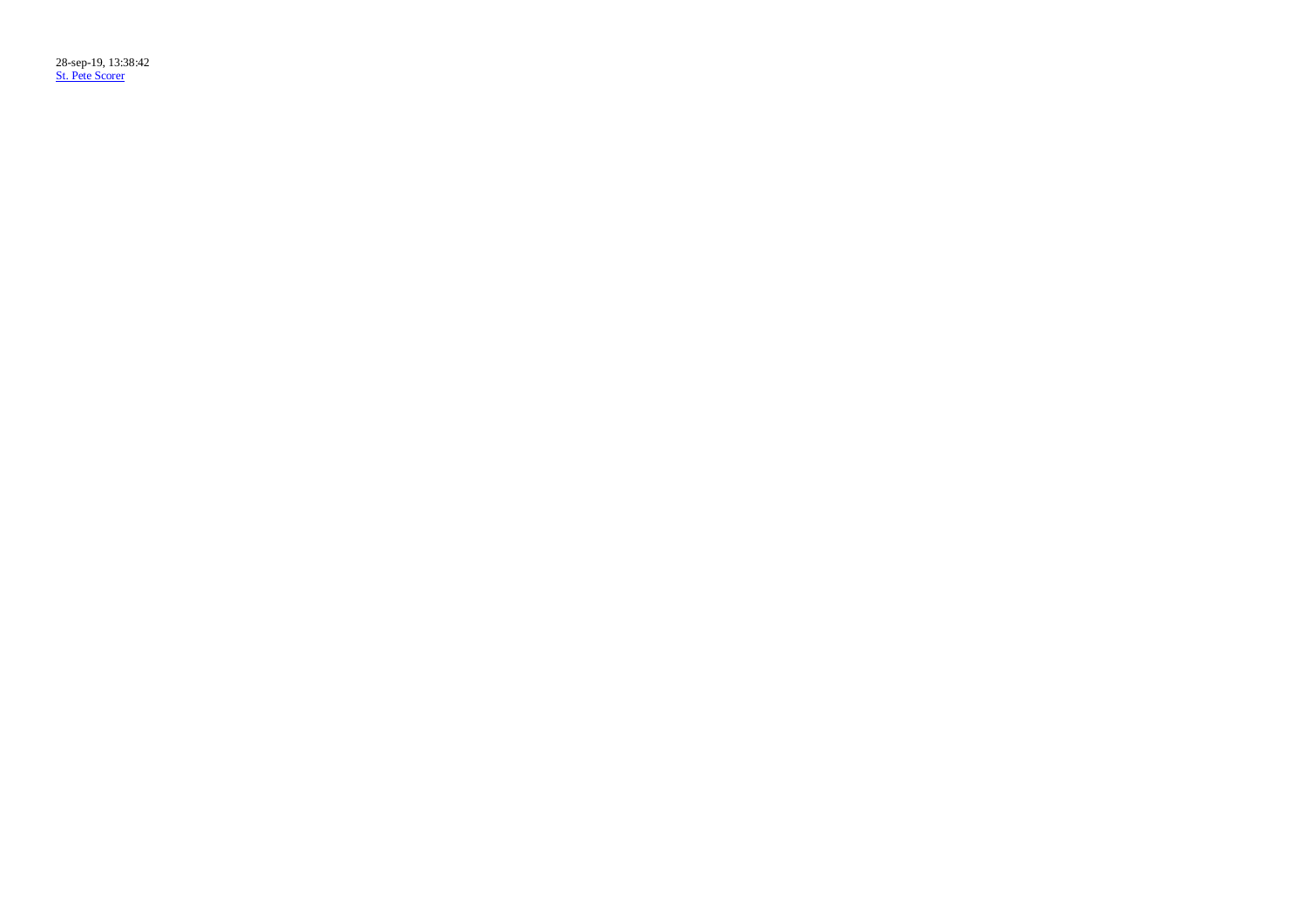28-sep-19, 13:38:42
[St. Pete Scorer]